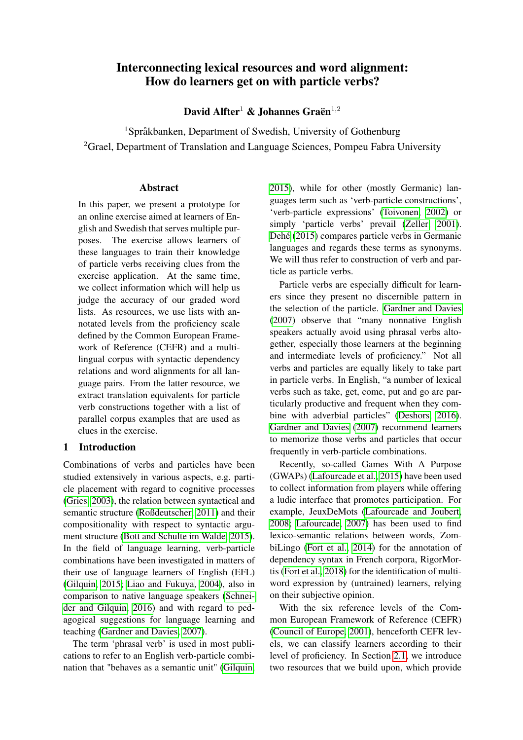# Interconnecting lexical resources and word alignment: How do learners get on with particle verbs?

**David Alfter[1] & Johannes Graën[1,2]**

[1]Språkbanken, Department of Swedish, University of Gothenburg
[2]Grael, Department of Translation and Language Sciences, Pompeu Fabra University

## Abstract

In this paper, we present a prototype for an online exercise aimed at learners of English and Swedish that serves multiple purposes. The exercise allows learners of these languages to train their knowledge of particle verbs receiving clues from the exercise application. At the same time, we collect information which will help us judge the accuracy of our graded word lists. As resources, we use lists with annotated levels from the proficiency scale defined by the Common European Framework of Reference (CEFR) and a multilingual corpus with syntactic dependency relations and word alignments for all language pairs. From the latter resource, we extract translation equivalents for particle verb constructions together with a list of parallel corpus examples that are used as clues in the exercise.

## 1 Introduction

Combinations of verbs and particles have been studied extensively in various aspects, e.g. particle placement with regard to cognitive processes (Gries, 2003), the relation between syntactical and semantic structure (Roßdeutscher, 2011) and their compositionality with respect to syntactic argument structure (Bott and Schulte im Walde, 2015). In the field of language learning, verb-particle combinations have been investigated in matters of their use of language learners of English (EFL) (Gilquin, 2015; Liao and Fukuya, 2004), also in comparison to native language speakers (Schneider and Gilquin, 2016) and with regard to pedagogical suggestions for language learning and teaching (Gardner and Davies, 2007).

The term 'phrasal verb' is used in most publications to refer to an English verb-particle combination that "behaves as a semantic unit" (Gilquin, 2015), while for other (mostly Germanic) languages term such as 'verb-particle constructions', 'verb-particle expressions' (Toivonen, 2002) or simply 'particle verbs' prevail (Zeller, 2001). Dehé (2015) compares particle verbs in Germanic languages and regards these terms as synonyms. We will thus refer to construction of verb and particle as particle verbs.

Particle verbs are especially difficult for learners since they present no discernible pattern in the selection of the particle. Gardner and Davies (2007) observe that "many nonnative English speakers actually avoid using phrasal verbs altogether, especially those learners at the beginning and intermediate levels of proficiency." Not all verbs and particles are equally likely to take part in particle verbs. In English, "a number of lexical verbs such as take, get, come, put and go are particularly productive and frequent when they combine with adverbial particles" (Deshors, 2016). Gardner and Davies (2007) recommend learners to memorize those verbs and particles that occur frequently in verb-particle combinations.

Recently, so-called Games With A Purpose (GWAPs) (Lafourcade et al., 2015) have been used to collect information from players while offering a ludic interface that promotes participation. For example, JeuxDeMots (Lafourcade and Joubert, 2008; Lafourcade, 2007) has been used to find lexico-semantic relations between words, ZombiLingo (Fort et al., 2014) for the annotation of dependency syntax in French corpora, RigorMortis (Fort et al., 2018) for the identification of multi-word expression by (untrained) learners, relying on their subjective opinion.

With the six reference levels of the Common European Framework of Reference (CEFR) (Council of Europe, 2001), henceforth CEFR levels, we can classify learners according to their level of proficiency. In Section 2.1, we introduce two resources that we build upon, which provide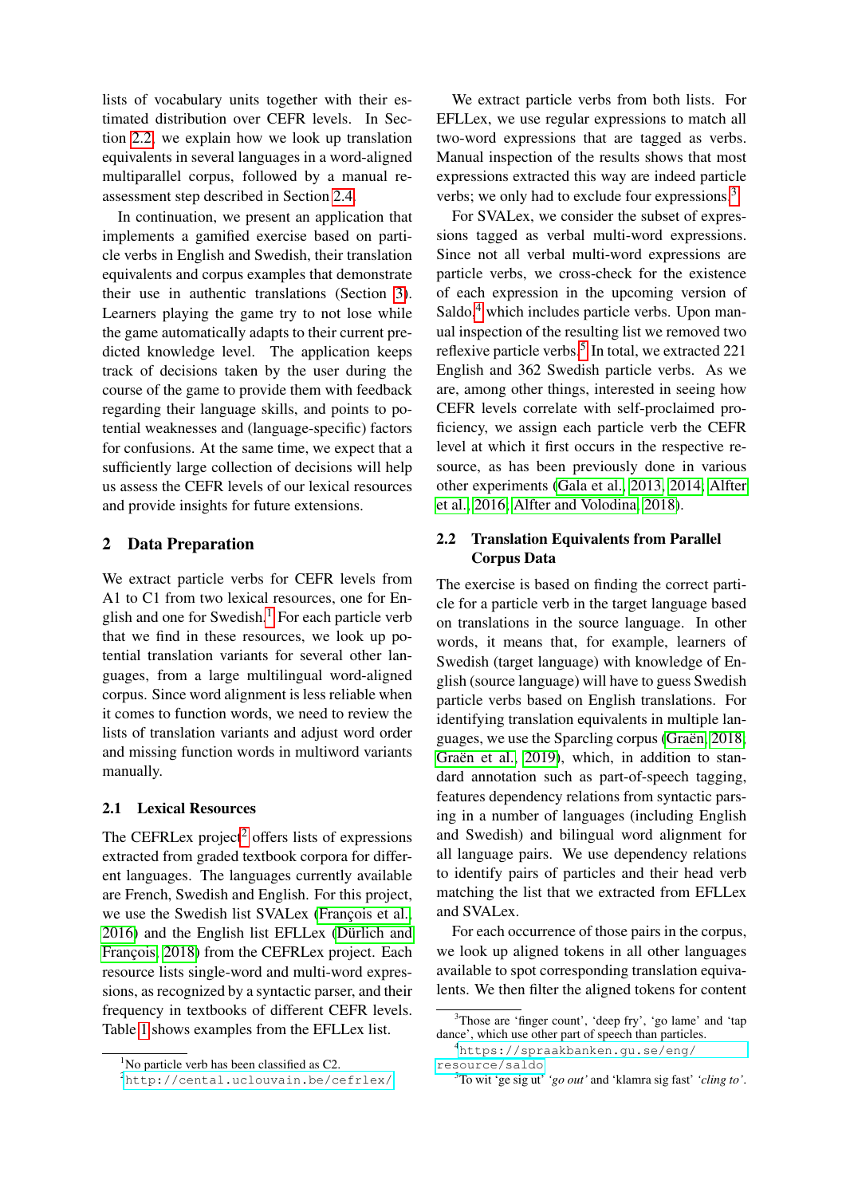lists of vocabulary units together with their estimated distribution over CEFR levels. In Section 2.2, we explain how we look up translation equivalents in several languages in a word-aligned multiparallel corpus, followed by a manual reassessment step described in Section 2.4.

In continuation, we present an application that implements a gamified exercise based on particle verbs in English and Swedish, their translation equivalents and corpus examples that demonstrate their use in authentic translations (Section 3). Learners playing the game try to not lose while the game automatically adapts to their current predicted knowledge level. The application keeps track of decisions taken by the user during the course of the game to provide them with feedback regarding their language skills, and points to potential weaknesses and (language-specific) factors for confusions. At the same time, we expect that a sufficiently large collection of decisions will help us assess the CEFR levels of our lexical resources and provide insights for future extensions.

## 2 Data Preparation

We extract particle verbs for CEFR levels from A1 to C1 from two lexical resources, one for English and one for Swedish.[1] For each particle verb that we find in these resources, we look up potential translation variants for several other languages, from a large multilingual word-aligned corpus. Since word alignment is less reliable when it comes to function words, we need to review the lists of translation variants and adjust word order and missing function words in multiword variants manually.

### 2.1 Lexical Resources

The CEFRLex project[2] offers lists of expressions extracted from graded textbook corpora for different languages. The languages currently available are French, Swedish and English. For this project, we use the Swedish list SVALex (François et al., 2016) and the English list EFLLex (Dürlich and François, 2018) from the CEFRLex project. Each resource lists single-word and multi-word expressions, as recognized by a syntactic parser, and their frequency in textbooks of different CEFR levels. Table 1 shows examples from the EFLLex list.

We extract particle verbs from both lists. For EFLLex, we use regular expressions to match all two-word expressions that are tagged as verbs. Manual inspection of the results shows that most expressions extracted this way are indeed particle verbs; we only had to exclude four expressions.[3]

For SVALex, we consider the subset of expressions tagged as verbal multi-word expressions. Since not all verbal multi-word expressions are particle verbs, we cross-check for the existence of each expression in the upcoming version of Saldo,[4] which includes particle verbs. Upon manual inspection of the resulting list we removed two reflexive particle verbs.[5] In total, we extracted 221 English and 362 Swedish particle verbs. As we are, among other things, interested in seeing how CEFR levels correlate with self-proclaimed proficiency, we assign each particle verb the CEFR level at which it first occurs in the respective resource, as has been previously done in various other experiments (Gala et al., 2013, 2014; Alfter et al., 2016; Alfter and Volodina, 2018).

### 2.2 Translation Equivalents from Parallel Corpus Data

The exercise is based on finding the correct particle for a particle verb in the target language based on translations in the source language. In other words, it means that, for example, learners of Swedish (target language) with knowledge of English (source language) will have to guess Swedish particle verbs based on English translations. For identifying translation equivalents in multiple languages, we use the Sparcling corpus (Graën, 2018; Graën et al., 2019), which, in addition to standard annotation such as part-of-speech tagging, features dependency relations from syntactic parsing in a number of languages (including English and Swedish) and bilingual word alignment for all language pairs. We use dependency relations to identify pairs of particles and their head verb matching the list that we extracted from EFLLex and SVALex.

For each occurrence of those pairs in the corpus, we look up aligned tokens in all other languages available to spot corresponding translation equivalents. We then filter the aligned tokens for content

---

[1] No particle verb has been classified as C2.

[2] http://cental.uclouvain.be/cefrlex/

[3] Those are 'finger count', 'deep fry', 'go lame' and 'tap dance', which use other part of speech than particles.

[4] https://spraakbanken.gu.se/eng/resource/saldo

[5] To wit 'ge sig ut' *'go out'* and 'klamra sig fast' *'cling to'*.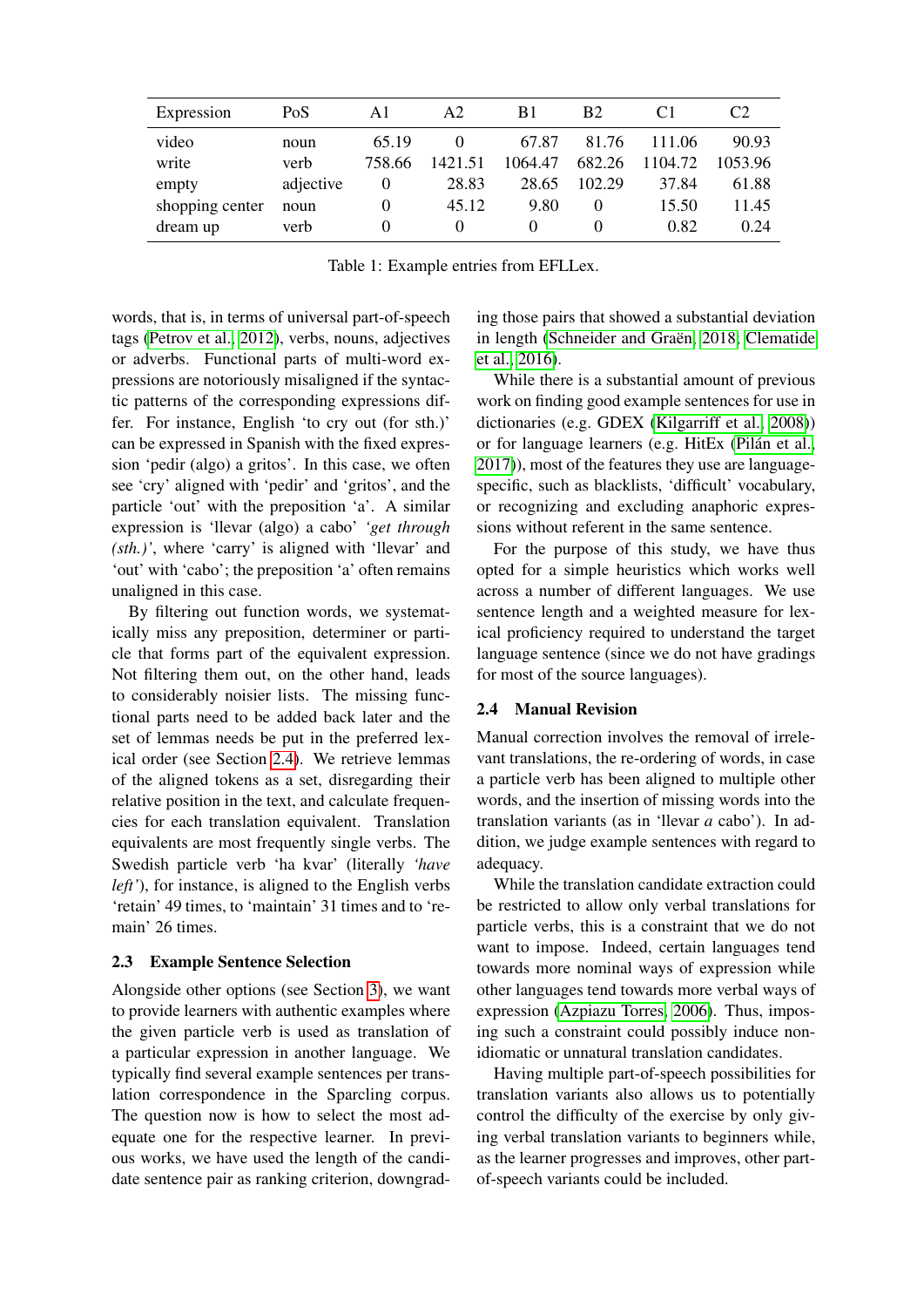| Expression | PoS | A1 | A2 | B1 | B2 | C1 | C2 |
|---|---|---|---|---|---|---|---|
| video | noun | 65.19 | 0 | 67.87 | 81.76 | 111.06 | 90.93 |
| write | verb | 758.66 | 1421.51 | 1064.47 | 682.26 | 1104.72 | 1053.96 |
| empty | adjective | 0 | 28.83 | 28.65 | 102.29 | 37.84 | 61.88 |
| shopping center | noun | 0 | 45.12 | 9.80 | 0 | 15.50 | 11.45 |
| dream up | verb | 0 | 0 | 0 | 0 | 0.82 | 0.24 |

Table 1: Example entries from EFLLex.

words, that is, in terms of universal part-of-speech tags (Petrov et al., 2012), verbs, nouns, adjectives or adverbs. Functional parts of multi-word expressions are notoriously misaligned if the syntactic patterns of the corresponding expressions differ. For instance, English 'to cry out (for sth.)' can be expressed in Spanish with the fixed expression 'pedir (algo) a gritos'. In this case, we often see 'cry' aligned with 'pedir' and 'gritos', and the particle 'out' with the preposition 'a'. A similar expression is 'llevar (algo) a cabo' *'get through (sth.)'*, where 'carry' is aligned with 'llevar' and 'out' with 'cabo'; the preposition 'a' often remains unaligned in this case.

By filtering out function words, we systematically miss any preposition, determiner or particle that forms part of the equivalent expression. Not filtering them out, on the other hand, leads to considerably noisier lists. The missing functional parts need to be added back later and the set of lemmas needs be put in the preferred lexical order (see Section 2.4). We retrieve lemmas of the aligned tokens as a set, disregarding their relative position in the text, and calculate frequencies for each translation equivalent. Translation equivalents are most frequently single verbs. The Swedish particle verb 'ha kvar' (literally *'have left'*), for instance, is aligned to the English verbs 'retain' 49 times, to 'maintain' 31 times and to 'remain' 26 times.

### 2.3 Example Sentence Selection

Alongside other options (see Section 3), we want to provide learners with authentic examples where the given particle verb is used as translation of a particular expression in another language. We typically find several example sentences per translation correspondence in the Sparcling corpus. The question now is how to select the most adequate one for the respective learner. In previous works, we have used the length of the candidate sentence pair as ranking criterion, downgrading those pairs that showed a substantial deviation in length (Schneider and Graën, 2018; Clematide et al., 2016).

While there is a substantial amount of previous work on finding good example sentences for use in dictionaries (e.g. GDEX (Kilgarriff et al., 2008)) or for language learners (e.g. HitEx (Pilán et al., 2017)), most of the features they use are language-specific, such as blacklists, 'difficult' vocabulary, or recognizing and excluding anaphoric expressions without referent in the same sentence.

For the purpose of this study, we have thus opted for a simple heuristics which works well across a number of different languages. We use sentence length and a weighted measure for lexical proficiency required to understand the target language sentence (since we do not have gradings for most of the source languages).

### 2.4 Manual Revision

Manual correction involves the removal of irrelevant translations, the re-ordering of words, in case a particle verb has been aligned to multiple other words, and the insertion of missing words into the translation variants (as in 'llevar *a* cabo'). In addition, we judge example sentences with regard to adequacy.

While the translation candidate extraction could be restricted to allow only verbal translations for particle verbs, this is a constraint that we do not want to impose. Indeed, certain languages tend towards more nominal ways of expression while other languages tend towards more verbal ways of expression (Azpiazu Torres, 2006). Thus, imposing such a constraint could possibly induce non-idiomatic or unnatural translation candidates.

Having multiple part-of-speech possibilities for translation variants also allows us to potentially control the difficulty of the exercise by only giving verbal translation variants to beginners while, as the learner progresses and improves, other part-of-speech variants could be included.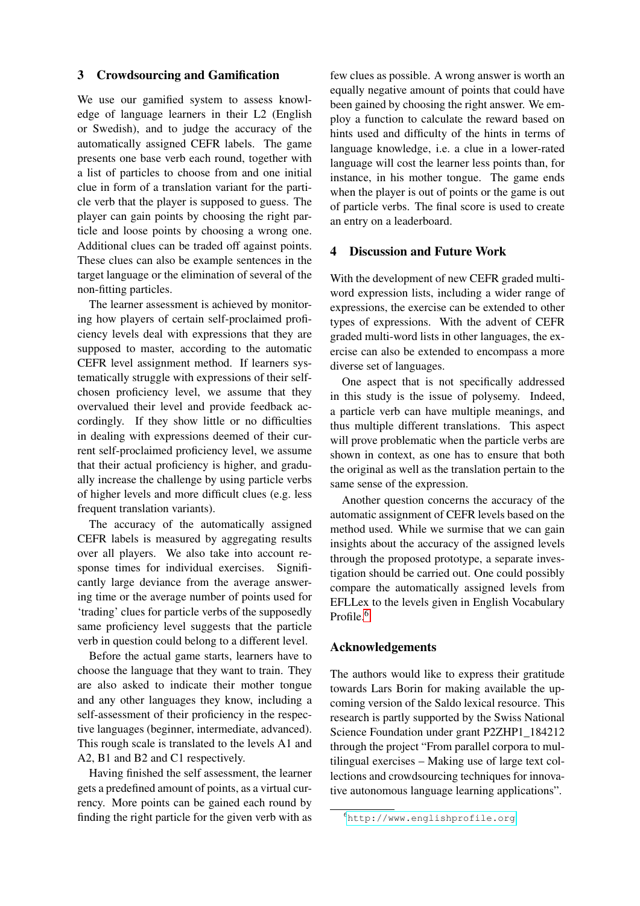## 3 Crowdsourcing and Gamification

We use our gamified system to assess knowledge of language learners in their L2 (English or Swedish), and to judge the accuracy of the automatically assigned CEFR labels. The game presents one base verb each round, together with a list of particles to choose from and one initial clue in form of a translation variant for the particle verb that the player is supposed to guess. The player can gain points by choosing the right particle and loose points by choosing a wrong one. Additional clues can be traded off against points. These clues can also be example sentences in the target language or the elimination of several of the non-fitting particles.

The learner assessment is achieved by monitoring how players of certain self-proclaimed proficiency levels deal with expressions that they are supposed to master, according to the automatic CEFR level assignment method. If learners systematically struggle with expressions of their self-chosen proficiency level, we assume that they overvalued their level and provide feedback accordingly. If they show little or no difficulties in dealing with expressions deemed of their current self-proclaimed proficiency level, we assume that their actual proficiency is higher, and gradually increase the challenge by using particle verbs of higher levels and more difficult clues (e.g. less frequent translation variants).

The accuracy of the automatically assigned CEFR labels is measured by aggregating results over all players. We also take into account response times for individual exercises. Significantly large deviance from the average answering time or the average number of points used for 'trading' clues for particle verbs of the supposedly same proficiency level suggests that the particle verb in question could belong to a different level.

Before the actual game starts, learners have to choose the language that they want to train. They are also asked to indicate their mother tongue and any other languages they know, including a self-assessment of their proficiency in the respective languages (beginner, intermediate, advanced). This rough scale is translated to the levels A1 and A2, B1 and B2 and C1 respectively.

Having finished the self assessment, the learner gets a predefined amount of points, as a virtual currency. More points can be gained each round by finding the right particle for the given verb with as few clues as possible. A wrong answer is worth an equally negative amount of points that could have been gained by choosing the right answer. We employ a function to calculate the reward based on hints used and difficulty of the hints in terms of language knowledge, i.e. a clue in a lower-rated language will cost the learner less points than, for instance, in his mother tongue. The game ends when the player is out of points or the game is out of particle verbs. The final score is used to create an entry on a leaderboard.

## 4 Discussion and Future Work

With the development of new CEFR graded multi-word expression lists, including a wider range of expressions, the exercise can be extended to other types of expressions. With the advent of CEFR graded multi-word lists in other languages, the exercise can also be extended to encompass a more diverse set of languages.

One aspect that is not specifically addressed in this study is the issue of polysemy. Indeed, a particle verb can have multiple meanings, and thus multiple different translations. This aspect will prove problematic when the particle verbs are shown in context, as one has to ensure that both the original as well as the translation pertain to the same sense of the expression.

Another question concerns the accuracy of the automatic assignment of CEFR levels based on the method used. While we surmise that we can gain insights about the accuracy of the assigned levels through the proposed prototype, a separate investigation should be carried out. One could possibly compare the automatically assigned levels from EFLLex to the levels given in English Vocabulary Profile.[6]

## Acknowledgements

The authors would like to express their gratitude towards Lars Borin for making available the upcoming version of the Saldo lexical resource. This research is partly supported by the Swiss National Science Foundation under grant P2ZHP1_184212 through the project "From parallel corpora to multilingual exercises – Making use of large text collections and crowdsourcing techniques for innovative autonomous language learning applications".

[6] http://www.englishprofile.org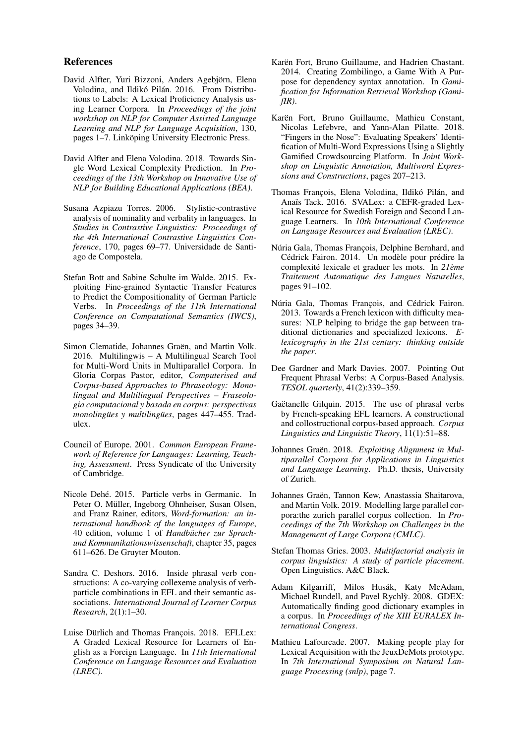## References

David Alfter, Yuri Bizzoni, Anders Agebjörn, Elena Volodina, and Ildikó Pilán. 2016. From Distributions to Labels: A Lexical Proficiency Analysis using Learner Corpora. In *Proceedings of the joint workshop on NLP for Computer Assisted Language Learning and NLP for Language Acquisition*, 130, pages 1–7. Linköping University Electronic Press.

David Alfter and Elena Volodina. 2018. Towards Single Word Lexical Complexity Prediction. In *Proceedings of the 13th Workshop on Innovative Use of NLP for Building Educational Applications (BEA)*.

Susana Azpiazu Torres. 2006. Stylistic-contrastive analysis of nominality and verbality in languages. In *Studies in Contrastive Linguistics: Proceedings of the 4th International Contrastive Linguistics Conference*, 170, pages 69–77. Universidade de Santiago de Compostela.

Stefan Bott and Sabine Schulte im Walde. 2015. Exploiting Fine-grained Syntactic Transfer Features to Predict the Compositionality of German Particle Verbs. In *Proceedings of the 11th International Conference on Computational Semantics (IWCS)*, pages 34–39.

Simon Clematide, Johannes Graën, and Martin Volk. 2016. Multilingwis – A Multilingual Search Tool for Multi-Word Units in Multiparallel Corpora. In Gloria Corpas Pastor, editor, *Computerised and Corpus-based Approaches to Phraseology: Monolingual and Multilingual Perspectives – Fraseologia computacional y basada en corpus: perspectivas monolingües y multilingües*, pages 447–455. Tradulex.

Council of Europe. 2001. *Common European Framework of Reference for Languages: Learning, Teaching, Assessment*. Press Syndicate of the University of Cambridge.

Nicole Dehé. 2015. Particle verbs in Germanic. In Peter O. Müller, Ingeborg Ohnheiser, Susan Olsen, and Franz Rainer, editors, *Word-formation: an international handbook of the languages of Europe*, 40 edition, volume 1 of *Handbücher zur Sprach- und Kommunikationswissenschaft*, chapter 35, pages 611–626. De Gruyter Mouton.

Sandra C. Deshors. 2016. Inside phrasal verb constructions: A co-varying collexeme analysis of verb-particle combinations in EFL and their semantic associations. *International Journal of Learner Corpus Research*, 2(1):1–30.

Luise Dürlich and Thomas François. 2018. EFLLex: A Graded Lexical Resource for Learners of English as a Foreign Language. In *11th International Conference on Language Resources and Evaluation (LREC)*.

Karën Fort, Bruno Guillaume, and Hadrien Chastant. 2014. Creating Zombilingo, a Game With A Purpose for dependency syntax annotation. In *Gamification for Information Retrieval Workshop (GamifIR)*.

Karën Fort, Bruno Guillaume, Mathieu Constant, Nicolas Lefebvre, and Yann-Alan Pilatte. 2018. "Fingers in the Nose": Evaluating Speakers' Identification of Multi-Word Expressions Using a Slightly Gamified Crowdsourcing Platform. In *Joint Workshop on Linguistic Annotation, Multiword Expressions and Constructions*, pages 207–213.

Thomas François, Elena Volodina, Ildikó Pilán, and Anaïs Tack. 2016. SVALex: a CEFR-graded Lexical Resource for Swedish Foreign and Second Language Learners. In *10th International Conference on Language Resources and Evaluation (LREC)*.

Núria Gala, Thomas François, Delphine Bernhard, and Cédrick Fairon. 2014. Un modèle pour prédire la complexité lexicale et graduer les mots. In *21ème Traitement Automatique des Langues Naturelles*, pages 91–102.

Núria Gala, Thomas François, and Cédrick Fairon. 2013. Towards a French lexicon with difficulty measures: NLP helping to bridge the gap between traditional dictionaries and specialized lexicons. *E-lexicography in the 21st century: thinking outside the paper*.

Dee Gardner and Mark Davies. 2007. Pointing Out Frequent Phrasal Verbs: A Corpus-Based Analysis. *TESOL quarterly*, 41(2):339–359.

Gaëtanelle Gilquin. 2015. The use of phrasal verbs by French-speaking EFL learners. A constructional and collostructional corpus-based approach. *Corpus Linguistics and Linguistic Theory*, 11(1):51–88.

Johannes Graën. 2018. *Exploiting Alignment in Multiparallel Corpora for Applications in Linguistics and Language Learning*. Ph.D. thesis, University of Zurich.

Johannes Graën, Tannon Kew, Anastassia Shaitarova, and Martin Volk. 2019. Modelling large parallel corpora:the zurich parallel corpus collection. In *Proceedings of the 7th Workshop on Challenges in the Management of Large Corpora (CMLC)*.

Stefan Thomas Gries. 2003. *Multifactorial analysis in corpus linguistics: A study of particle placement*. Open Linguistics. A&C Black.

Adam Kilgarriff, Milos Husák, Katy McAdam, Michael Rundell, and Pavel Rychlỳ. 2008. GDEX: Automatically finding good dictionary examples in a corpus. In *Proceedings of the XIII EURALEX International Congress*.

Mathieu Lafourcade. 2007. Making people play for Lexical Acquisition with the JeuxDeMots prototype. In *7th International Symposium on Natural Language Processing (snlp)*, page 7.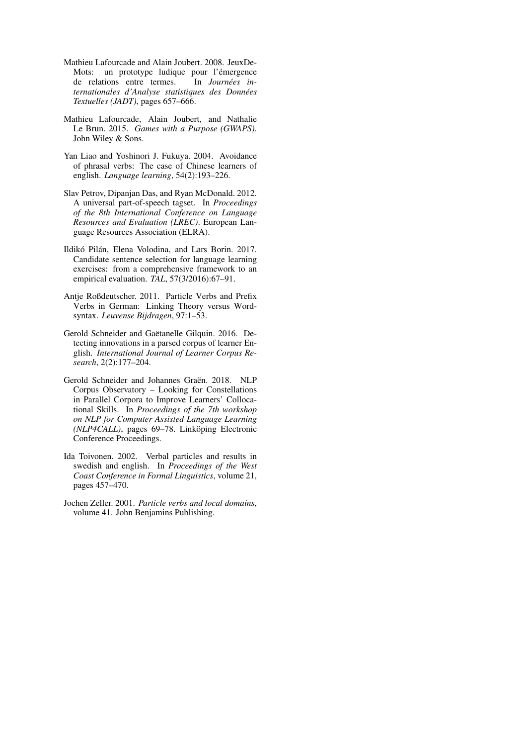Mathieu Lafourcade and Alain Joubert. 2008. JeuxDe-Mots: un prototype ludique pour l'émergence de relations entre termes. In *Journées internationales d'Analyse statistiques des Données Textuelles (JADT)*, pages 657–666.

Mathieu Lafourcade, Alain Joubert, and Nathalie Le Brun. 2015. *Games with a Purpose (GWAPS)*. John Wiley & Sons.

Yan Liao and Yoshinori J. Fukuya. 2004. Avoidance of phrasal verbs: The case of Chinese learners of english. *Language learning*, 54(2):193–226.

Slav Petrov, Dipanjan Das, and Ryan McDonald. 2012. A universal part-of-speech tagset. In *Proceedings of the 8th International Conference on Language Resources and Evaluation (LREC)*. European Language Resources Association (ELRA).

Ildikó Pilán, Elena Volodina, and Lars Borin. 2017. Candidate sentence selection for language learning exercises: from a comprehensive framework to an empirical evaluation. *TAL*, 57(3/2016):67–91.

Antje Roßdeutscher. 2011. Particle Verbs and Prefix Verbs in German: Linking Theory versus Word-syntax. *Leuvense Bijdragen*, 97:1–53.

Gerold Schneider and Gaëtanelle Gilquin. 2016. Detecting innovations in a parsed corpus of learner English. *International Journal of Learner Corpus Research*, 2(2):177–204.

Gerold Schneider and Johannes Graën. 2018. NLP Corpus Observatory – Looking for Constellations in Parallel Corpora to Improve Learners' Collocational Skills. In *Proceedings of the 7th workshop on NLP for Computer Assisted Language Learning (NLP4CALL)*, pages 69–78. Linköping Electronic Conference Proceedings.

Ida Toivonen. 2002. Verbal particles and results in swedish and english. In *Proceedings of the West Coast Conference in Formal Linguistics*, volume 21, pages 457–470.

Jochen Zeller. 2001. *Particle verbs and local domains*, volume 41. John Benjamins Publishing.